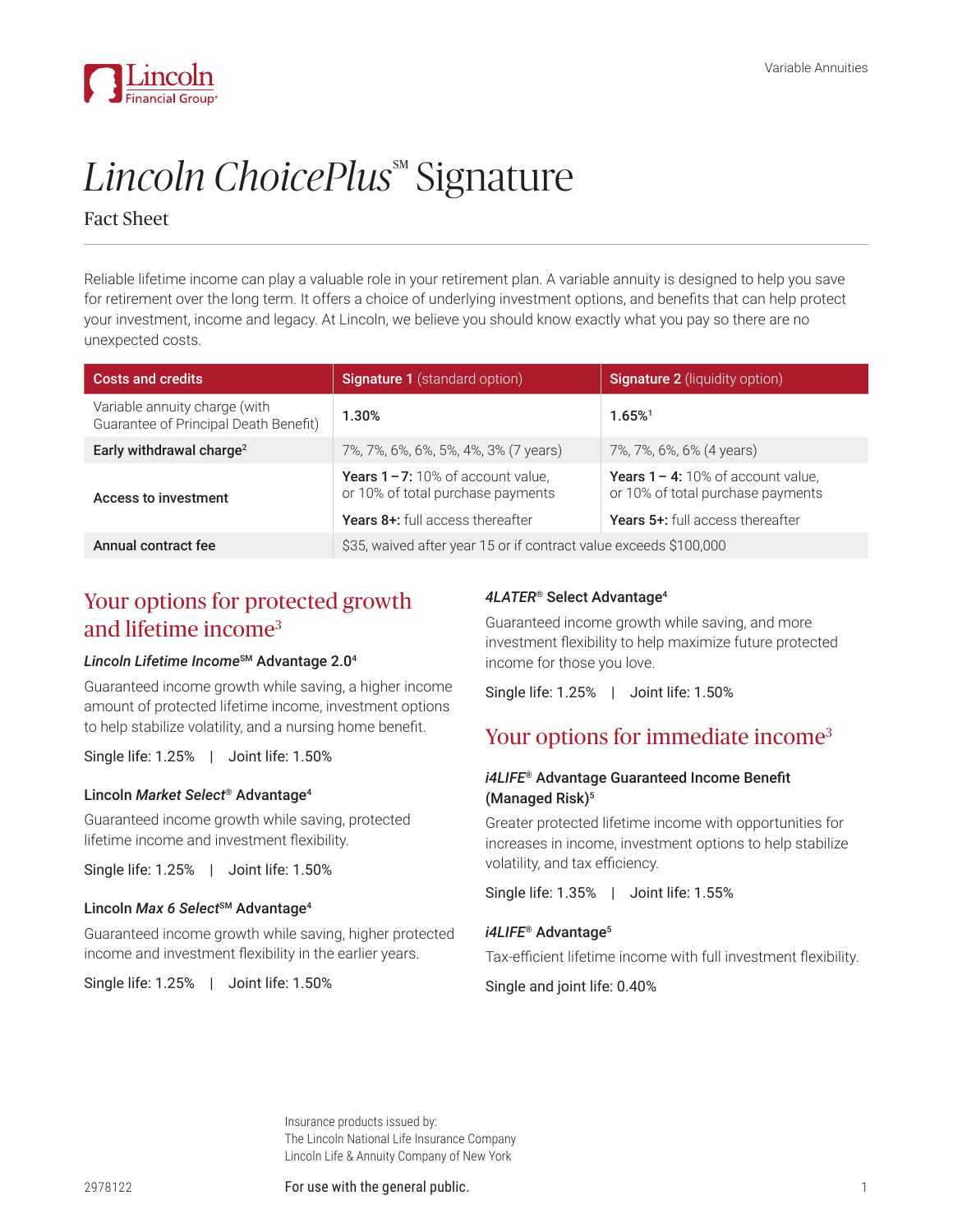# *Lincoln ChoicePlus*℠ Signature

Fact Sheet

Reliable lifetime income can play a valuable role in your retirement plan. A variable annuity is designed to help you save for retirement over the long term. It offers a choice of underlying investment options, and benefits that can help protect your investment, income and legacy. At Lincoln, we believe you should know exactly what you pay so there are no unexpected costs.

| Costs and credits | **Signature 1** (standard option) | **Signature 2** (liquidity option) |
|---|---|---|
| Variable annuity charge (with Guarantee of Principal Death Benefit) | **1.30%** | **1.65%**[1] |
| **Early withdrawal charge**[2] | 7%, 7%, 6%, 6%, 5%, 4%, 3% (7 years) | 7%, 7%, 6%, 6% (4 years) |
| **Access to investment** | **Years 1 – 7:** 10% of account value, or 10% of total purchase payments<br>**Years 8+:** full access thereafter | **Years 1 – 4:** 10% of account value, or 10% of total purchase payments<br>**Years 5+:** full access thereafter |
| **Annual contract fee** | $35, waived after year 15 or if contract value exceeds $100,000 | |

## Your options for protected growth and lifetime income[3]

### *Lincoln Lifetime Income*℠ Advantage 2.0[4]

Guaranteed income growth while saving, a higher income amount of protected lifetime income, investment options to help stabilize volatility, and a nursing home benefit.

Single life: 1.25% | Joint life: 1.50%

### Lincoln *Market Select*® Advantage[4]

Guaranteed income growth while saving, protected lifetime income and investment flexibility.

Single life: 1.25% | Joint life: 1.50%

### Lincoln *Max 6 Select*℠ Advantage[4]

Guaranteed income growth while saving, higher protected income and investment flexibility in the earlier years.

Single life: 1.25% | Joint life: 1.50%

### *4LATER*® Select Advantage[4]

Guaranteed income growth while saving, and more investment flexibility to help maximize future protected income for those you love.

Single life: 1.25% | Joint life: 1.50%

## Your options for immediate income[3]

### *i4LIFE*® Advantage Guaranteed Income Benefit (Managed Risk)[5]

Greater protected lifetime income with opportunities for increases in income, investment options to help stabilize volatility, and tax efficiency.

Single life: 1.35% | Joint life: 1.55%

### *i4LIFE*® Advantage[5]

Tax-efficient lifetime income with full investment flexibility.

Single and joint life: 0.40%

Insurance products issued by:
The Lincoln National Life Insurance Company
Lincoln Life & Annuity Company of New York

2978122

For use with the general public.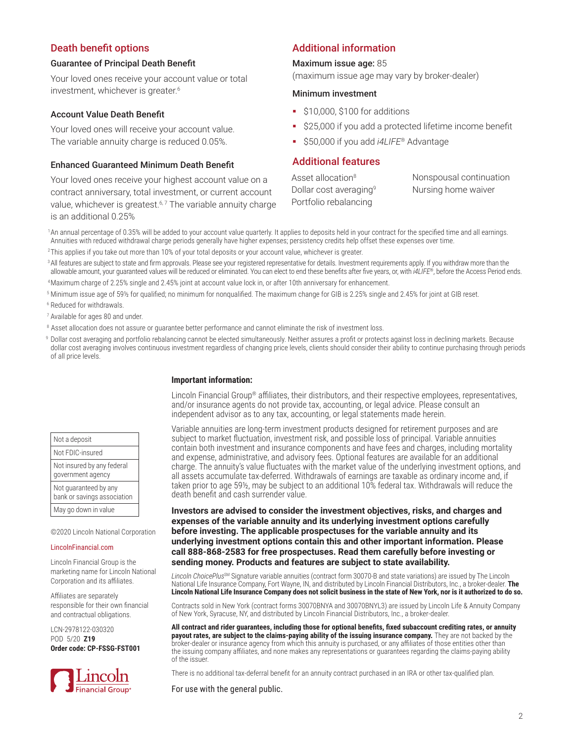## Death benefit options

### Guarantee of Principal Death Benefit

Your loved ones receive your account value or total investment, whichever is greater.[6]

### Account Value Death Benefit

Your loved ones will receive your account value. The variable annuity charge is reduced 0.05%.

### Enhanced Guaranteed Minimum Death Benefit

Your loved ones receive your highest account value on a contract anniversary, total investment, or current account value, whichever is greatest.[6, 7] The variable annuity charge is an additional 0.25%

## Additional information

**Maximum issue age:** 85
(maximum issue age may vary by broker-dealer)

### Minimum investment

- $10,000, $100 for additions
- $25,000 if you add a protected lifetime income benefit
- $50,000 if you add *i4LIFE*® Advantage

## Additional features

Asset allocation[8]
Dollar cost averaging[9]
Portfolio rebalancing
Nonspousal continuation
Nursing home waiver

[1] An annual percentage of 0.35% will be added to your account value quarterly. It applies to deposits held in your contract for the specified time and all earnings. Annuities with reduced withdrawal charge periods generally have higher expenses; persistency credits help offset these expenses over time.

[2] This applies if you take out more than 10% of your total deposits or your account value, whichever is greater.

[3] All features are subject to state and firm approvals. Please see your registered representative for details. Investment requirements apply. If you withdraw more than the allowable amount, your guaranteed values will be reduced or eliminated. You can elect to end these benefits after five years, or, with *i4LIFE*®, before the Access Period ends.

[4] Maximum charge of 2.25% single and 2.45% joint at account value lock in, or after 10th anniversary for enhancement.

[5] Minimum issue age of 59½ for qualified; no minimum for nonqualified. The maximum change for GIB is 2.25% single and 2.45% for joint at GIB reset.

[6] Reduced for withdrawals.

[7] Available for ages 80 and under.

[8] Asset allocation does not assure or guarantee better performance and cannot eliminate the risk of investment loss.

[9] Dollar cost averaging and portfolio rebalancing cannot be elected simultaneously. Neither assures a profit or protects against loss in declining markets. Because dollar cost averaging involves continuous investment regardless of changing price levels, clients should consider their ability to continue purchasing through periods of all price levels.

**Important information:**

Lincoln Financial Group® affiliates, their distributors, and their respective employees, representatives, and/or insurance agents do not provide tax, accounting, or legal advice. Please consult an independent advisor as to any tax, accounting, or legal statements made herein.

Variable annuities are long-term investment products designed for retirement purposes and are subject to market fluctuation, investment risk, and possible loss of principal. Variable annuities contain both investment and insurance components and have fees and charges, including mortality and expense, administrative, and advisory fees. Optional features are available for an additional charge. The annuity's value fluctuates with the market value of the underlying investment options, and all assets accumulate tax-deferred. Withdrawals of earnings are taxable as ordinary income and, if taken prior to age 59½, may be subject to an additional 10% federal tax. Withdrawals will reduce the death benefit and cash surrender value.

**Investors are advised to consider the investment objectives, risks, and charges and expenses of the variable annuity and its underlying investment options carefully before investing. The applicable prospectuses for the variable annuity and its underlying investment options contain this and other important information. Please call 888-868-2583 for free prospectuses. Read them carefully before investing or sending money. Products and features are subject to state availability.**

*Lincoln ChoicePlus*SM Signature variable annuities (contract form 30070-B and state variations) are issued by The Lincoln National Life Insurance Company, Fort Wayne, IN, and distributed by Lincoln Financial Distributors, Inc., a broker-dealer. **The Lincoln National Life Insurance Company does not solicit business in the state of New York, nor is it authorized to do so.**

Contracts sold in New York (contract forms 30070BNYA and 30070BNYL3) are issued by Lincoln Life & Annuity Company of New York, Syracuse, NY, and distributed by Lincoln Financial Distributors, Inc., a broker-dealer.

**All contract and rider guarantees, including those for optional benefits, fixed subaccount crediting rates, or annuity payout rates, are subject to the claims-paying ability of the issuing insurance company.** They are not backed by the broker-dealer or insurance agency from which this annuity is purchased, or any affiliates of those entities other than the issuing company affiliates, and none makes any representations or guarantees regarding the claims-paying ability of the issuer.

There is no additional tax-deferral benefit for an annuity contract purchased in an IRA or other tax-qualified plan.

For use with the general public.

| |
|---|
| Not a deposit |
| Not FDIC-insured |
| Not insured by any federal government agency |
| Not guaranteed by any bank or savings association |
| May go down in value |

©2020 Lincoln National Corporation

LincolnFinancial.com

Lincoln Financial Group is the marketing name for Lincoln National Corporation and its affiliates.

Affiliates are separately responsible for their own financial and contractual obligations.

LCN-2978122-030320
POD 5/20 **Z19**
**Order code: CP-FSSG-FST001**

Lincoln Financial Group®